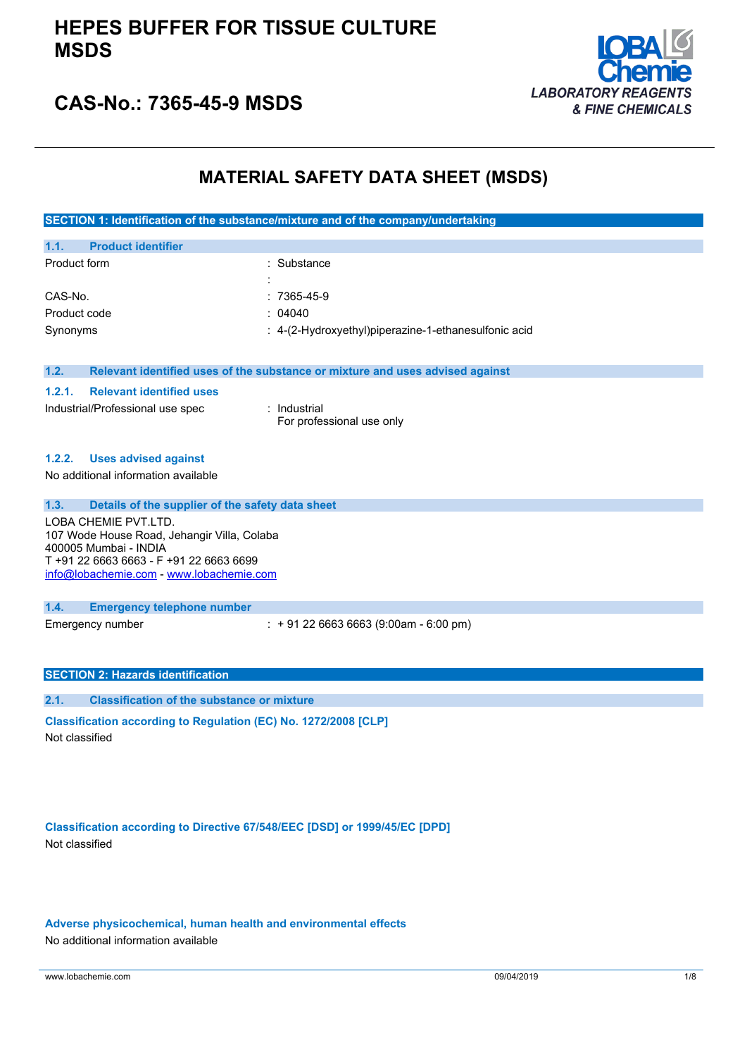# HEPES BUFFER FOR TISSUE CULTURE MSDS

## CAS-No.: 7365-45-9 MSDS

LOBA Chemie
LABORATORY REAGENTS & FINE CHEMICALS

# MATERIAL SAFETY DATA SHEET (MSDS)

## SECTION 1: Identification of the substance/mixture and of the company/undertaking

### 1.1. Product identifier

| | |
|---|---|
| Product form | : Substance |
| | : |
| CAS-No. | : 7365-45-9 |
| Product code | : 04040 |
| Synonyms | : 4-(2-Hydroxyethyl)piperazine-1-ethanesulfonic acid |

### 1.2. Relevant identified uses of the substance or mixture and uses advised against

#### 1.2.1. Relevant identified uses

| | |
|---|---|
| Industrial/Professional use spec | : Industrial<br>For professional use only |

#### 1.2.2. Uses advised against

No additional information available

### 1.3. Details of the supplier of the safety data sheet

LOBA CHEMIE PVT.LTD.
107 Wode House Road, Jehangir Villa, Colaba
400005 Mumbai - INDIA
T +91 22 6663 6663 - F +91 22 6663 6699
info@lobachemie.com - www.lobachemie.com

### 1.4. Emergency telephone number

| | |
|---|---|
| Emergency number | : + 91 22 6663 6663 (9:00am - 6:00 pm) |

## SECTION 2: Hazards identification

### 2.1. Classification of the substance or mixture

**Classification according to Regulation (EC) No. 1272/2008 [CLP]**

Not classified

**Classification according to Directive 67/548/EEC [DSD] or 1999/45/EC [DPD]**

Not classified

**Adverse physicochemical, human health and environmental effects**

No additional information available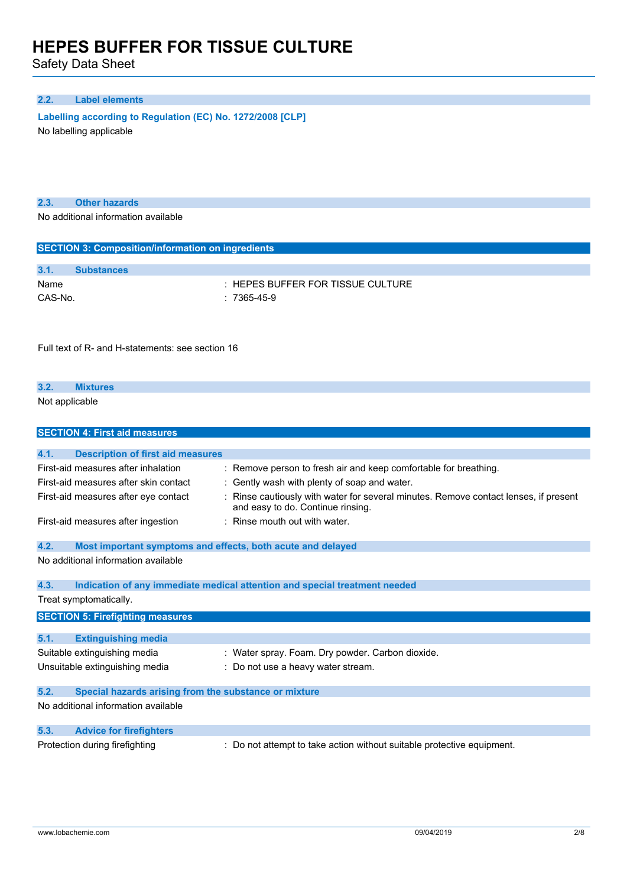### 2.2. Label elements

**Labelling according to Regulation (EC) No. 1272/2008 [CLP]**

No labelling applicable

### 2.3. Other hazards

No additional information available

## SECTION 3: Composition/information on ingredients

### 3.1. Substances

| | |
|---|---|
| Name | : HEPES BUFFER FOR TISSUE CULTURE |
| CAS-No. | : 7365-45-9 |

Full text of R- and H-statements: see section 16

### 3.2. Mixtures

Not applicable

## SECTION 4: First aid measures

### 4.1. Description of first aid measures

| | |
|---|---|
| First-aid measures after inhalation | : Remove person to fresh air and keep comfortable for breathing. |
| First-aid measures after skin contact | : Gently wash with plenty of soap and water. |
| First-aid measures after eye contact | : Rinse cautiously with water for several minutes. Remove contact lenses, if present and easy to do. Continue rinsing. |
| First-aid measures after ingestion | : Rinse mouth out with water. |

### 4.2. Most important symptoms and effects, both acute and delayed

No additional information available

### 4.3. Indication of any immediate medical attention and special treatment needed

Treat symptomatically.

## SECTION 5: Firefighting measures

### 5.1. Extinguishing media

| | |
|---|---|
| Suitable extinguishing media | : Water spray. Foam. Dry powder. Carbon dioxide. |
| Unsuitable extinguishing media | : Do not use a heavy water stream. |

### 5.2. Special hazards arising from the substance or mixture

No additional information available

### 5.3. Advice for firefighters

| | |
|---|---|
| Protection during firefighting | : Do not attempt to take action without suitable protective equipment. |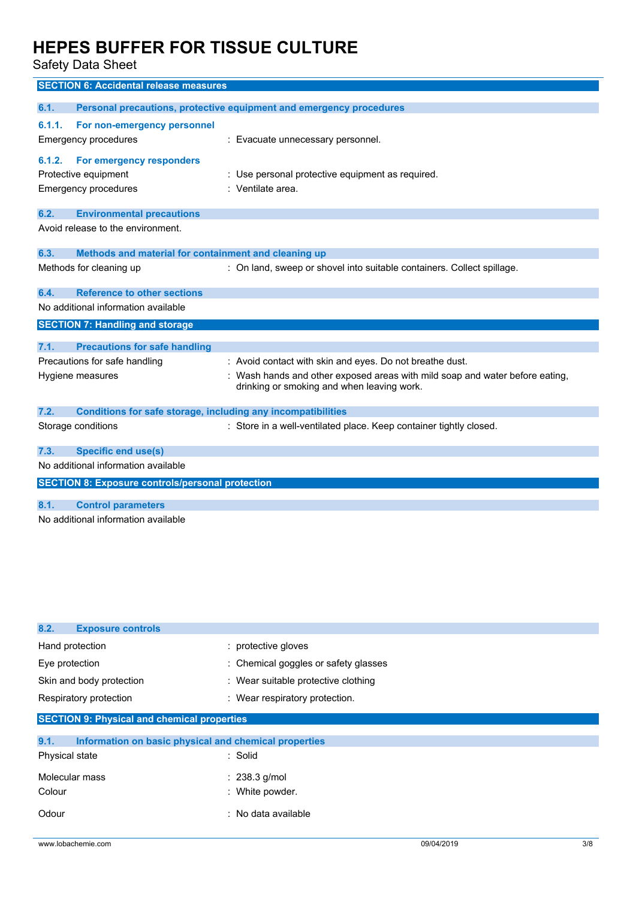## SECTION 6: Accidental release measures

### 6.1. Personal precautions, protective equipment and emergency procedures

#### 6.1.1. For non-emergency personnel

Emergency procedures : Evacuate unnecessary personnel.

#### 6.1.2. For emergency responders

Protective equipment : Use personal protective equipment as required.

Emergency procedures : Ventilate area.

### 6.2. Environmental precautions

Avoid release to the environment.

### 6.3. Methods and material for containment and cleaning up

Methods for cleaning up : On land, sweep or shovel into suitable containers. Collect spillage.

### 6.4. Reference to other sections

No additional information available

## SECTION 7: Handling and storage

### 7.1. Precautions for safe handling

Precautions for safe handling : Avoid contact with skin and eyes. Do not breathe dust.

Hygiene measures : Wash hands and other exposed areas with mild soap and water before eating, drinking or smoking and when leaving work.

### 7.2. Conditions for safe storage, including any incompatibilities

Storage conditions : Store in a well-ventilated place. Keep container tightly closed.

### 7.3. Specific end use(s)

No additional information available

## SECTION 8: Exposure controls/personal protection

### 8.1. Control parameters

No additional information available

### 8.2. Exposure controls

Hand protection : protective gloves

Eye protection : Chemical goggles or safety glasses

Skin and body protection : Wear suitable protective clothing

Respiratory protection : Wear respiratory protection.

## SECTION 9: Physical and chemical properties

### 9.1. Information on basic physical and chemical properties

Physical state : Solid

Molecular mass : 238.3 g/mol

Colour : White powder.

Odour : No data available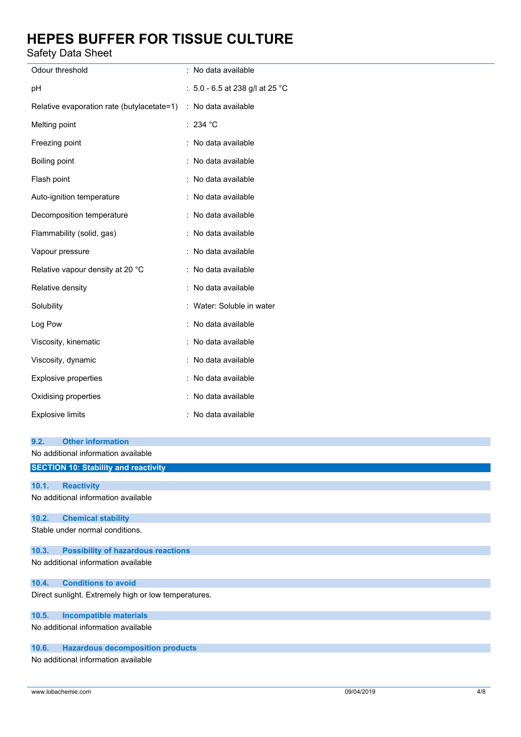| | |
|---|---|
| Odour threshold | : No data available |
| pH | : 5.0 - 6.5 at 238 g/l at 25 °C |
| Relative evaporation rate (butylacetate=1) | : No data available |
| Melting point | : 234 °C |
| Freezing point | : No data available |
| Boiling point | : No data available |
| Flash point | : No data available |
| Auto-ignition temperature | : No data available |
| Decomposition temperature | : No data available |
| Flammability (solid, gas) | : No data available |
| Vapour pressure | : No data available |
| Relative vapour density at 20 °C | : No data available |
| Relative density | : No data available |
| Solubility | : Water: Soluble in water |
| Log Pow | : No data available |
| Viscosity, kinematic | : No data available |
| Viscosity, dynamic | : No data available |
| Explosive properties | : No data available |
| Oxidising properties | : No data available |
| Explosive limits | : No data available |

### 9.2. Other information

No additional information available

## SECTION 10: Stability and reactivity

### 10.1. Reactivity

No additional information available

### 10.2. Chemical stability

Stable under normal conditions.

### 10.3. Possibility of hazardous reactions

No additional information available

### 10.4. Conditions to avoid

Direct sunlight. Extremely high or low temperatures.

### 10.5. Incompatible materials

No additional information available

### 10.6. Hazardous decomposition products

No additional information available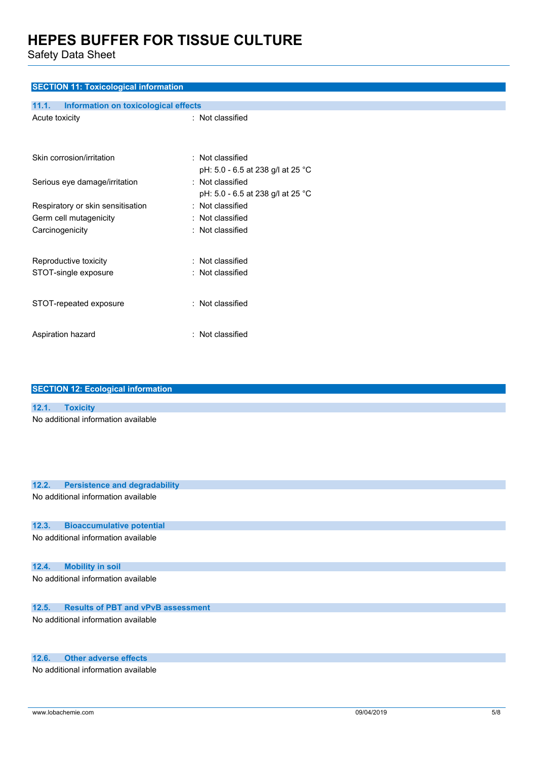## SECTION 11: Toxicological information

### 11.1. Information on toxicological effects

| | |
|---|---|
| Acute toxicity | : Not classified |
| Skin corrosion/irritation | : Not classified<br>pH: 5.0 - 6.5 at 238 g/l at 25 °C |
| Serious eye damage/irritation | : Not classified<br>pH: 5.0 - 6.5 at 238 g/l at 25 °C |
| Respiratory or skin sensitisation | : Not classified |
| Germ cell mutagenicity | : Not classified |
| Carcinogenicity | : Not classified |
| Reproductive toxicity | : Not classified |
| STOT-single exposure | : Not classified |
| STOT-repeated exposure | : Not classified |
| Aspiration hazard | : Not classified |

## SECTION 12: Ecological information

### 12.1. Toxicity

No additional information available

### 12.2. Persistence and degradability

No additional information available

### 12.3. Bioaccumulative potential

No additional information available

### 12.4. Mobility in soil

No additional information available

### 12.5. Results of PBT and vPvB assessment

No additional information available

### 12.6. Other adverse effects

No additional information available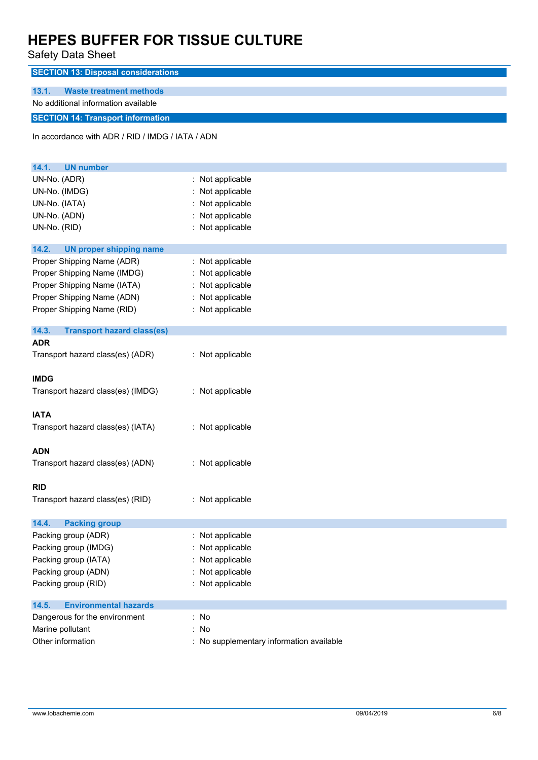## SECTION 13: Disposal considerations

### 13.1. Waste treatment methods

No additional information available

## SECTION 14: Transport information

In accordance with ADR / RID / IMDG / IATA / ADN

### 14.1. UN number

| | |
|---|---|
| UN-No. (ADR) | : Not applicable |
| UN-No. (IMDG) | : Not applicable |
| UN-No. (IATA) | : Not applicable |
| UN-No. (ADN) | : Not applicable |
| UN-No. (RID) | : Not applicable |

### 14.2. UN proper shipping name

| | |
|---|---|
| Proper Shipping Name (ADR) | : Not applicable |
| Proper Shipping Name (IMDG) | : Not applicable |
| Proper Shipping Name (IATA) | : Not applicable |
| Proper Shipping Name (ADN) | : Not applicable |
| Proper Shipping Name (RID) | : Not applicable |

### 14.3. Transport hazard class(es)

**ADR**

| | |
|---|---|
| Transport hazard class(es) (ADR) | : Not applicable |

**IMDG**

| | |
|---|---|
| Transport hazard class(es) (IMDG) | : Not applicable |

**IATA**

| | |
|---|---|
| Transport hazard class(es) (IATA) | : Not applicable |

**ADN**

| | |
|---|---|
| Transport hazard class(es) (ADN) | : Not applicable |

**RID**

| | |
|---|---|
| Transport hazard class(es) (RID) | : Not applicable |

### 14.4. Packing group

| | |
|---|---|
| Packing group (ADR) | : Not applicable |
| Packing group (IMDG) | : Not applicable |
| Packing group (IATA) | : Not applicable |
| Packing group (ADN) | : Not applicable |
| Packing group (RID) | : Not applicable |

### 14.5. Environmental hazards

| | |
|---|---|
| Dangerous for the environment | : No |
| Marine pollutant | : No |
| Other information | : No supplementary information available |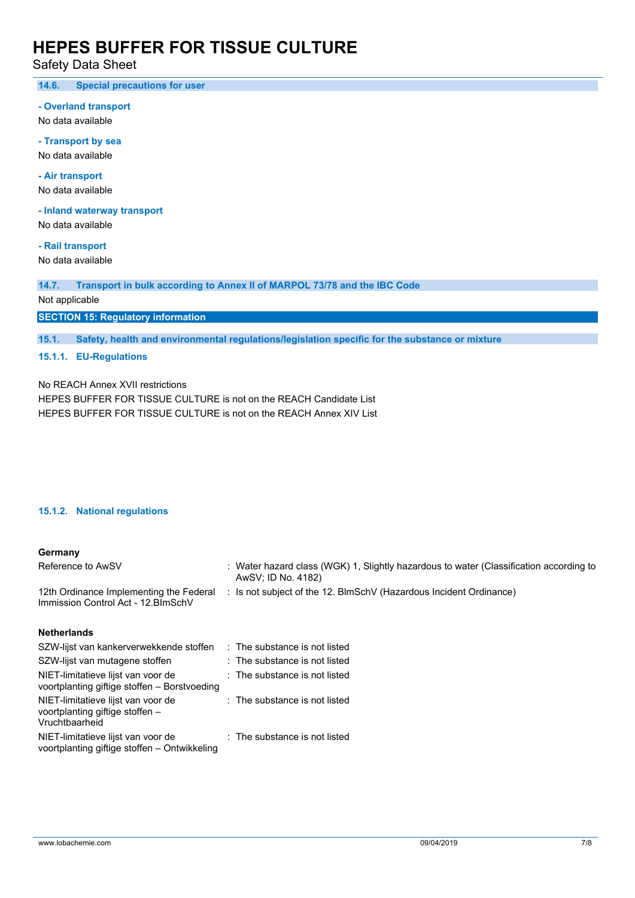### 14.6. Special precautions for user

**- Overland transport**

No data available

**- Transport by sea**

No data available

**- Air transport**

No data available

**- Inland waterway transport**

No data available

**- Rail transport**

No data available

### 14.7. Transport in bulk according to Annex II of MARPOL 73/78 and the IBC Code

Not applicable

## SECTION 15: Regulatory information

### 15.1. Safety, health and environmental regulations/legislation specific for the substance or mixture

#### 15.1.1. EU-Regulations

No REACH Annex XVII restrictions

HEPES BUFFER FOR TISSUE CULTURE is not on the REACH Candidate List

HEPES BUFFER FOR TISSUE CULTURE is not on the REACH Annex XIV List

#### 15.1.2. National regulations

**Germany**

| | |
|---|---|
| Reference to AwSV | : Water hazard class (WGK) 1, Slightly hazardous to water (Classification according to AwSV; ID No. 4182) |
| 12th Ordinance Implementing the Federal Immission Control Act - 12.BImSchV | : Is not subject of the 12. BlmSchV (Hazardous Incident Ordinance) |

**Netherlands**

| | |
|---|---|
| SZW-lijst van kankerverwekkende stoffen | : The substance is not listed |
| SZW-lijst van mutagene stoffen | : The substance is not listed |
| NIET-limitatieve lijst van voor de voortplanting giftige stoffen – Borstvoeding | : The substance is not listed |
| NIET-limitatieve lijst van voor de voortplanting giftige stoffen – Vruchtbaarheid | : The substance is not listed |
| NIET-limitatieve lijst van voor de voortplanting giftige stoffen – Ontwikkeling | : The substance is not listed |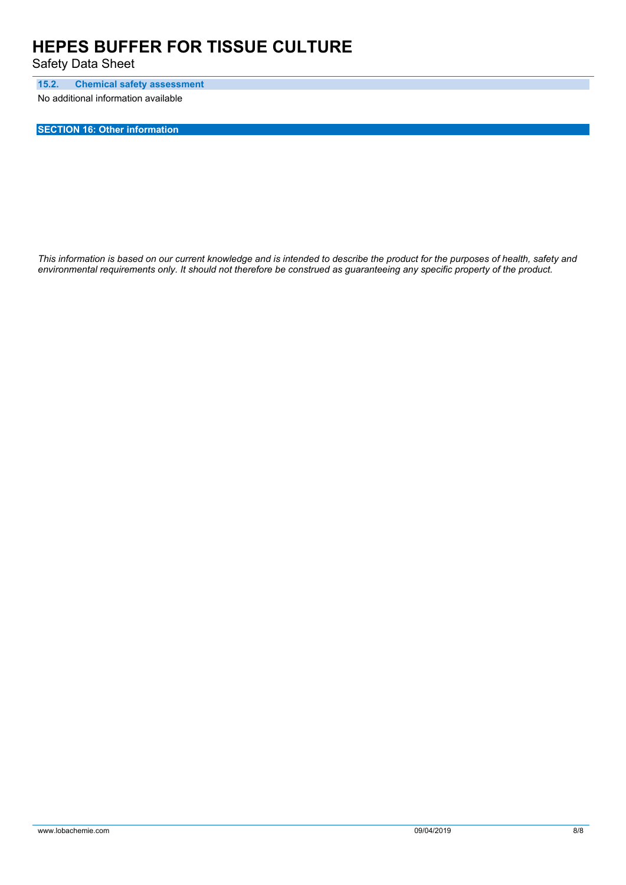### 15.2. Chemical safety assessment

No additional information available

## SECTION 16: Other information

*This information is based on our current knowledge and is intended to describe the product for the purposes of health, safety and environmental requirements only. It should not therefore be construed as guaranteeing any specific property of the product.*